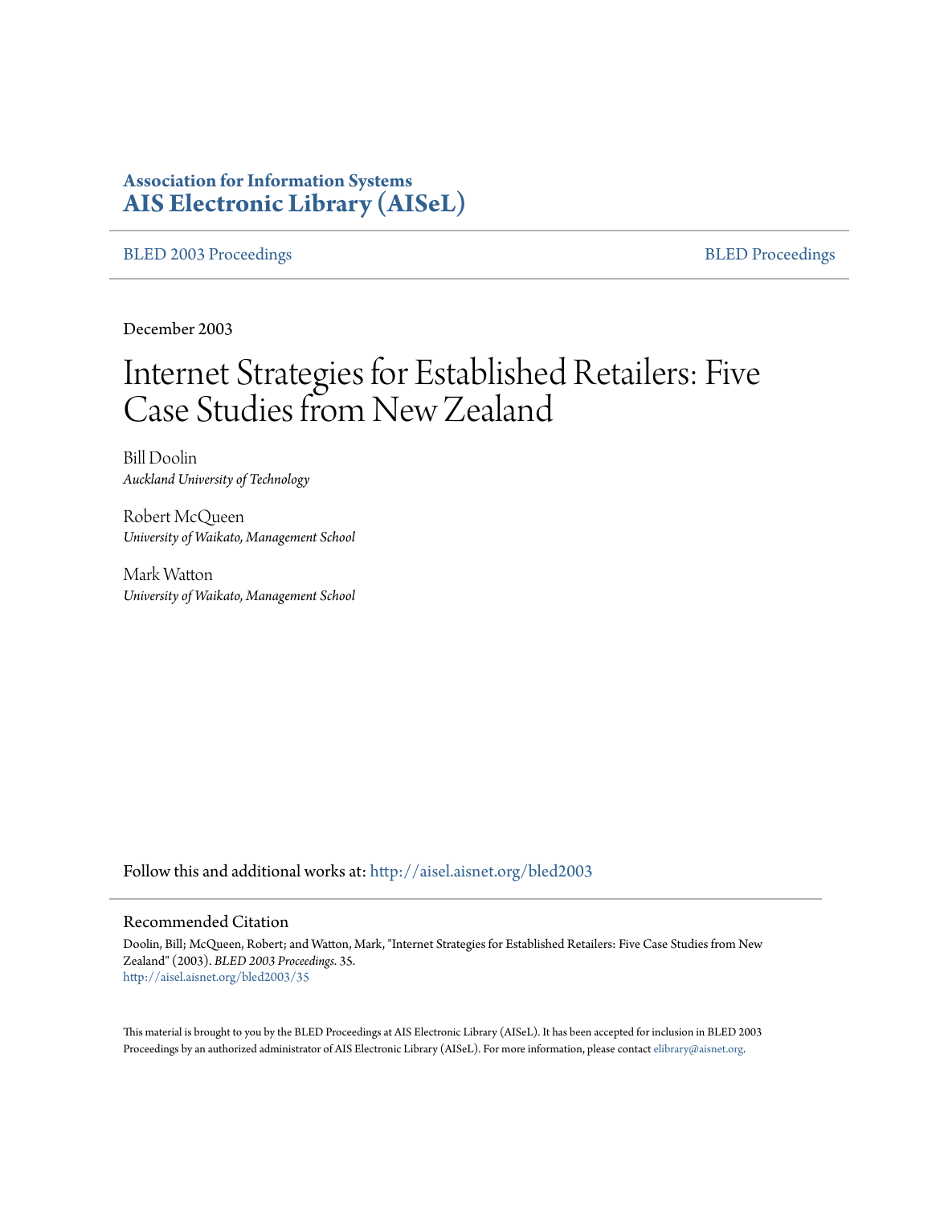**Association for Information Systems**
**AIS Electronic Library (AISeL)**

BLED 2003 Proceedings | BLED Proceedings

December 2003

# Internet Strategies for Established Retailers: Five Case Studies from New Zealand

Bill Doolin
*Auckland University of Technology*

Robert McQueen
*University of Waikato, Management School*

Mark Watton
*University of Waikato, Management School*

Follow this and additional works at: http://aisel.aisnet.org/bled2003

## Recommended Citation

Doolin, Bill; McQueen, Robert; and Watton, Mark, "Internet Strategies for Established Retailers: Five Case Studies from New Zealand" (2003). *BLED 2003 Proceedings*. 35.
http://aisel.aisnet.org/bled2003/35

This material is brought to you by the BLED Proceedings at AIS Electronic Library (AISeL). It has been accepted for inclusion in BLED 2003 Proceedings by an authorized administrator of AIS Electronic Library (AISeL). For more information, please contact elibrary@aisnet.org.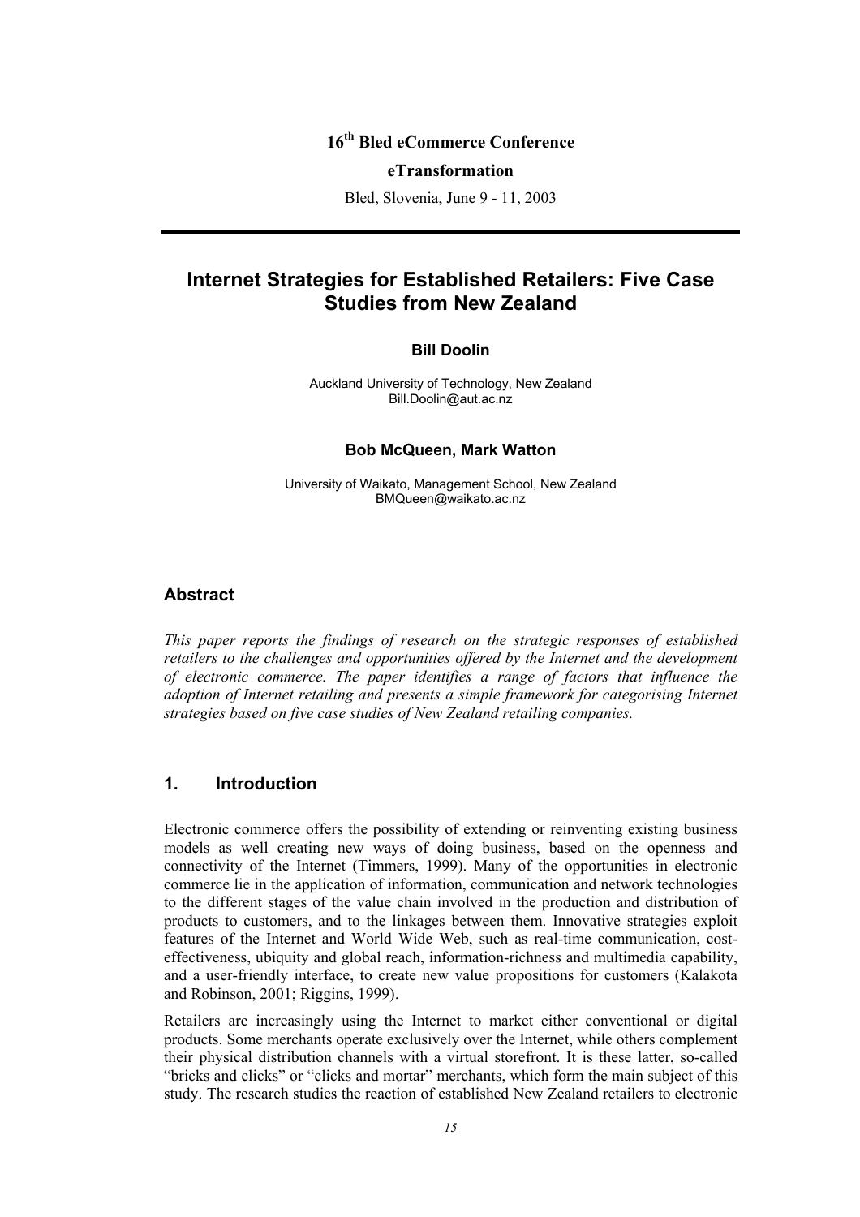**16th Bled eCommerce Conference**

**eTransformation**

Bled, Slovenia, June 9 - 11, 2003

# Internet Strategies for Established Retailers: Five Case Studies from New Zealand

**Bill Doolin**

Auckland University of Technology, New Zealand
Bill.Doolin@aut.ac.nz

**Bob McQueen, Mark Watton**

University of Waikato, Management School, New Zealand
BMQueen@waikato.ac.nz

## Abstract

*This paper reports the findings of research on the strategic responses of established retailers to the challenges and opportunities offered by the Internet and the development of electronic commerce. The paper identifies a range of factors that influence the adoption of Internet retailing and presents a simple framework for categorising Internet strategies based on five case studies of New Zealand retailing companies.*

## 1. Introduction

Electronic commerce offers the possibility of extending or reinventing existing business models as well creating new ways of doing business, based on the openness and connectivity of the Internet (Timmers, 1999). Many of the opportunities in electronic commerce lie in the application of information, communication and network technologies to the different stages of the value chain involved in the production and distribution of products to customers, and to the linkages between them. Innovative strategies exploit features of the Internet and World Wide Web, such as real-time communication, cost-effectiveness, ubiquity and global reach, information-richness and multimedia capability, and a user-friendly interface, to create new value propositions for customers (Kalakota and Robinson, 2001; Riggins, 1999).

Retailers are increasingly using the Internet to market either conventional or digital products. Some merchants operate exclusively over the Internet, while others complement their physical distribution channels with a virtual storefront. It is these latter, so-called "bricks and clicks" or "clicks and mortar" merchants, which form the main subject of this study. The research studies the reaction of established New Zealand retailers to electronic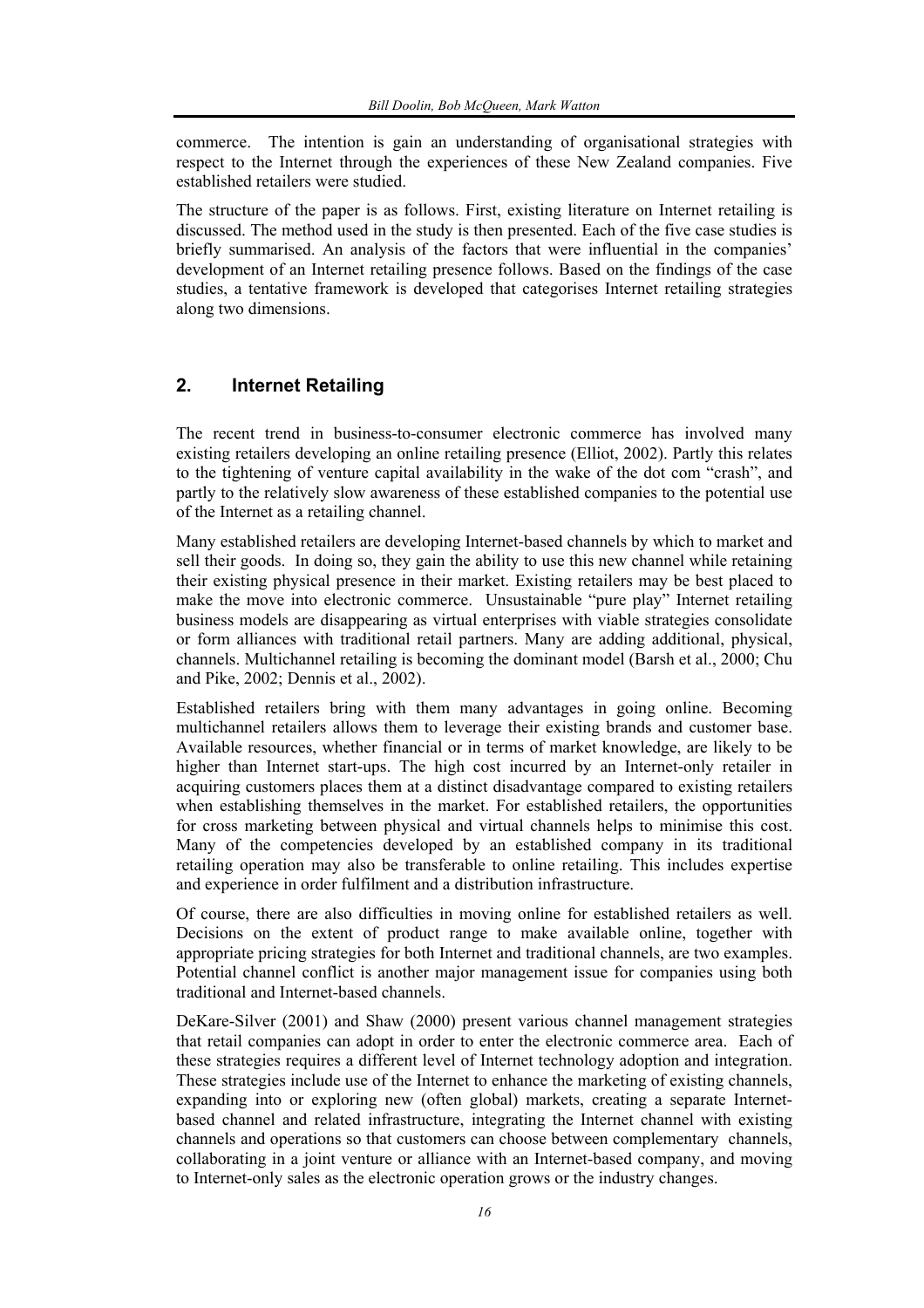commerce. The intention is gain an understanding of organisational strategies with respect to the Internet through the experiences of these New Zealand companies. Five established retailers were studied.

The structure of the paper is as follows. First, existing literature on Internet retailing is discussed. The method used in the study is then presented. Each of the five case studies is briefly summarised. An analysis of the factors that were influential in the companies' development of an Internet retailing presence follows. Based on the findings of the case studies, a tentative framework is developed that categorises Internet retailing strategies along two dimensions.

## 2. Internet Retailing

The recent trend in business-to-consumer electronic commerce has involved many existing retailers developing an online retailing presence (Elliot, 2002). Partly this relates to the tightening of venture capital availability in the wake of the dot com "crash", and partly to the relatively slow awareness of these established companies to the potential use of the Internet as a retailing channel.

Many established retailers are developing Internet-based channels by which to market and sell their goods. In doing so, they gain the ability to use this new channel while retaining their existing physical presence in their market. Existing retailers may be best placed to make the move into electronic commerce. Unsustainable "pure play" Internet retailing business models are disappearing as virtual enterprises with viable strategies consolidate or form alliances with traditional retail partners. Many are adding additional, physical, channels. Multichannel retailing is becoming the dominant model (Barsh et al., 2000; Chu and Pike, 2002; Dennis et al., 2002).

Established retailers bring with them many advantages in going online. Becoming multichannel retailers allows them to leverage their existing brands and customer base. Available resources, whether financial or in terms of market knowledge, are likely to be higher than Internet start-ups. The high cost incurred by an Internet-only retailer in acquiring customers places them at a distinct disadvantage compared to existing retailers when establishing themselves in the market. For established retailers, the opportunities for cross marketing between physical and virtual channels helps to minimise this cost. Many of the competencies developed by an established company in its traditional retailing operation may also be transferable to online retailing. This includes expertise and experience in order fulfilment and a distribution infrastructure.

Of course, there are also difficulties in moving online for established retailers as well. Decisions on the extent of product range to make available online, together with appropriate pricing strategies for both Internet and traditional channels, are two examples. Potential channel conflict is another major management issue for companies using both traditional and Internet-based channels.

DeKare-Silver (2001) and Shaw (2000) present various channel management strategies that retail companies can adopt in order to enter the electronic commerce area. Each of these strategies requires a different level of Internet technology adoption and integration. These strategies include use of the Internet to enhance the marketing of existing channels, expanding into or exploring new (often global) markets, creating a separate Internet-based channel and related infrastructure, integrating the Internet channel with existing channels and operations so that customers can choose between complementary channels, collaborating in a joint venture or alliance with an Internet-based company, and moving to Internet-only sales as the electronic operation grows or the industry changes.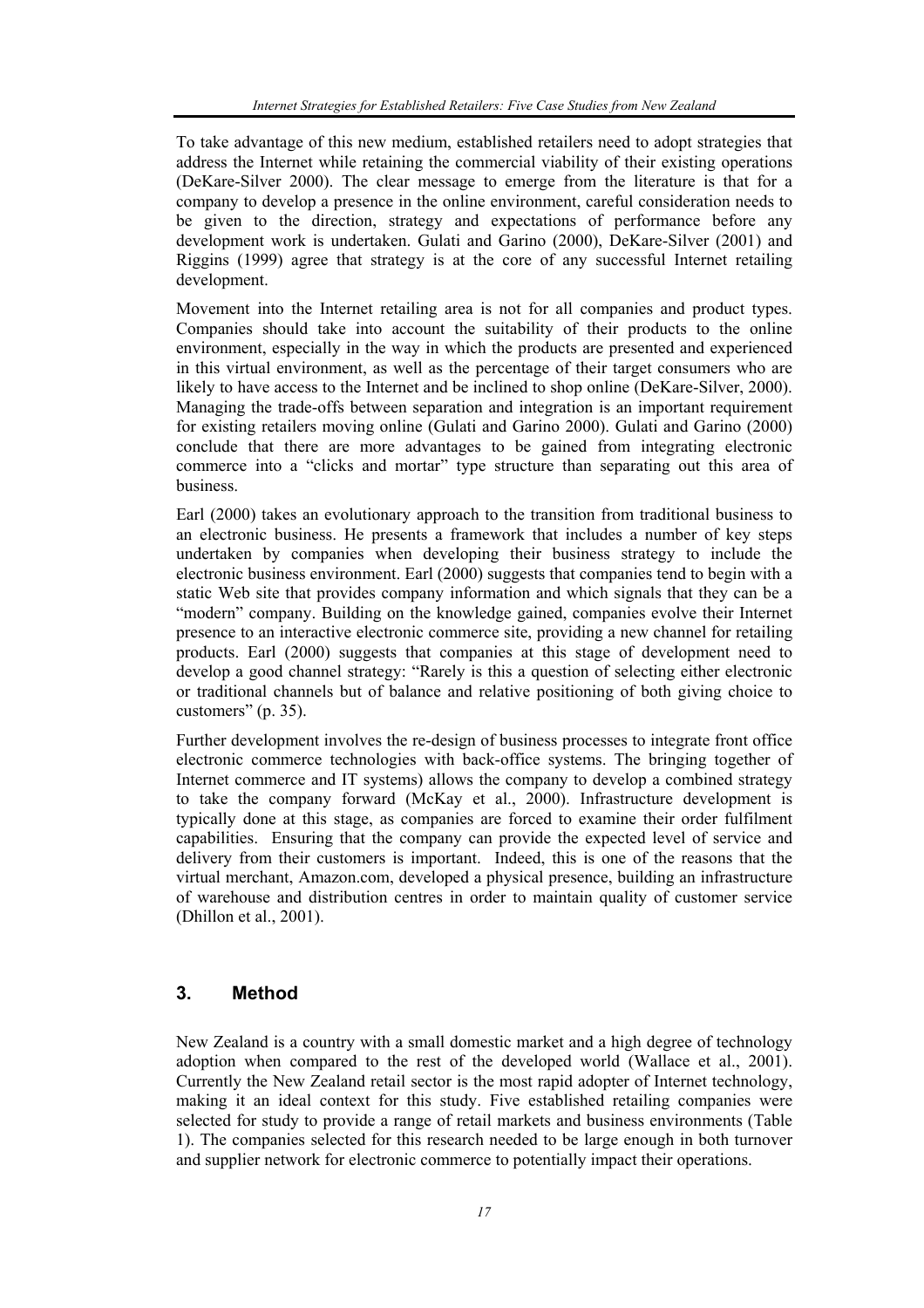To take advantage of this new medium, established retailers need to adopt strategies that address the Internet while retaining the commercial viability of their existing operations (DeKare-Silver 2000). The clear message to emerge from the literature is that for a company to develop a presence in the online environment, careful consideration needs to be given to the direction, strategy and expectations of performance before any development work is undertaken. Gulati and Garino (2000), DeKare-Silver (2001) and Riggins (1999) agree that strategy is at the core of any successful Internet retailing development.

Movement into the Internet retailing area is not for all companies and product types. Companies should take into account the suitability of their products to the online environment, especially in the way in which the products are presented and experienced in this virtual environment, as well as the percentage of their target consumers who are likely to have access to the Internet and be inclined to shop online (DeKare-Silver, 2000). Managing the trade-offs between separation and integration is an important requirement for existing retailers moving online (Gulati and Garino 2000). Gulati and Garino (2000) conclude that there are more advantages to be gained from integrating electronic commerce into a "clicks and mortar" type structure than separating out this area of business.

Earl (2000) takes an evolutionary approach to the transition from traditional business to an electronic business. He presents a framework that includes a number of key steps undertaken by companies when developing their business strategy to include the electronic business environment. Earl (2000) suggests that companies tend to begin with a static Web site that provides company information and which signals that they can be a "modern" company. Building on the knowledge gained, companies evolve their Internet presence to an interactive electronic commerce site, providing a new channel for retailing products. Earl (2000) suggests that companies at this stage of development need to develop a good channel strategy: "Rarely is this a question of selecting either electronic or traditional channels but of balance and relative positioning of both giving choice to customers" (p. 35).

Further development involves the re-design of business processes to integrate front office electronic commerce technologies with back-office systems. The bringing together of Internet commerce and IT systems) allows the company to develop a combined strategy to take the company forward (McKay et al., 2000). Infrastructure development is typically done at this stage, as companies are forced to examine their order fulfilment capabilities. Ensuring that the company can provide the expected level of service and delivery from their customers is important. Indeed, this is one of the reasons that the virtual merchant, Amazon.com, developed a physical presence, building an infrastructure of warehouse and distribution centres in order to maintain quality of customer service (Dhillon et al., 2001).

## 3. Method

New Zealand is a country with a small domestic market and a high degree of technology adoption when compared to the rest of the developed world (Wallace et al., 2001). Currently the New Zealand retail sector is the most rapid adopter of Internet technology, making it an ideal context for this study. Five established retailing companies were selected for study to provide a range of retail markets and business environments (Table 1). The companies selected for this research needed to be large enough in both turnover and supplier network for electronic commerce to potentially impact their operations.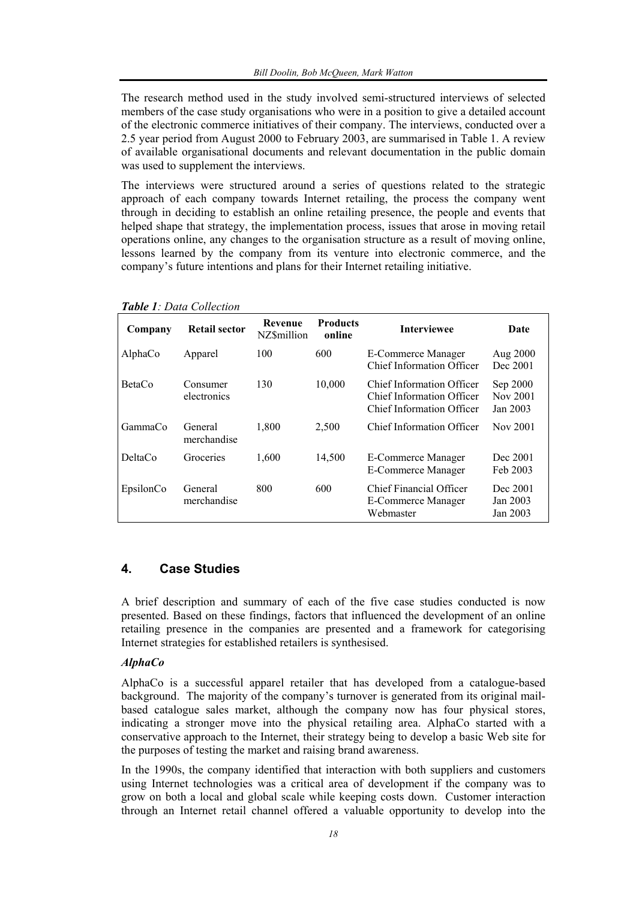The research method used in the study involved semi-structured interviews of selected members of the case study organisations who were in a position to give a detailed account of the electronic commerce initiatives of their company. The interviews, conducted over a 2.5 year period from August 2000 to February 2003, are summarised in Table 1. A review of available organisational documents and relevant documentation in the public domain was used to supplement the interviews.

The interviews were structured around a series of questions related to the strategic approach of each company towards Internet retailing, the process the company went through in deciding to establish an online retailing presence, the people and events that helped shape that strategy, the implementation process, issues that arose in moving retail operations online, any changes to the organisation structure as a result of moving online, lessons learned by the company from its venture into electronic commerce, and the company's future intentions and plans for their Internet retailing initiative.

***Table 1**: Data Collection*

| Company | Retail sector | Revenue NZ$million | Products online | Interviewee | Date |
|---|---|---|---|---|---|
| AlphaCo | Apparel | 100 | 600 | E-Commerce Manager<br>Chief Information Officer | Aug 2000<br>Dec 2001 |
| BetaCo | Consumer electronics | 130 | 10,000 | Chief Information Officer<br>Chief Information Officer<br>Chief Information Officer | Sep 2000<br>Nov 2001<br>Jan 2003 |
| GammaCo | General merchandise | 1,800 | 2,500 | Chief Information Officer | Nov 2001 |
| DeltaCo | Groceries | 1,600 | 14,500 | E-Commerce Manager<br>E-Commerce Manager | Dec 2001<br>Feb 2003 |
| EpsilonCo | General merchandise | 800 | 600 | Chief Financial Officer<br>E-Commerce Manager<br>Webmaster | Dec 2001<br>Jan 2003<br>Jan 2003 |

## 4. Case Studies

A brief description and summary of each of the five case studies conducted is now presented. Based on these findings, factors that influenced the development of an online retailing presence in the companies are presented and a framework for categorising Internet strategies for established retailers is synthesised.

### *AlphaCo*

AlphaCo is a successful apparel retailer that has developed from a catalogue-based background. The majority of the company's turnover is generated from its original mail-based catalogue sales market, although the company now has four physical stores, indicating a stronger move into the physical retailing area. AlphaCo started with a conservative approach to the Internet, their strategy being to develop a basic Web site for the purposes of testing the market and raising brand awareness.

In the 1990s, the company identified that interaction with both suppliers and customers using Internet technologies was a critical area of development if the company was to grow on both a local and global scale while keeping costs down. Customer interaction through an Internet retail channel offered a valuable opportunity to develop into the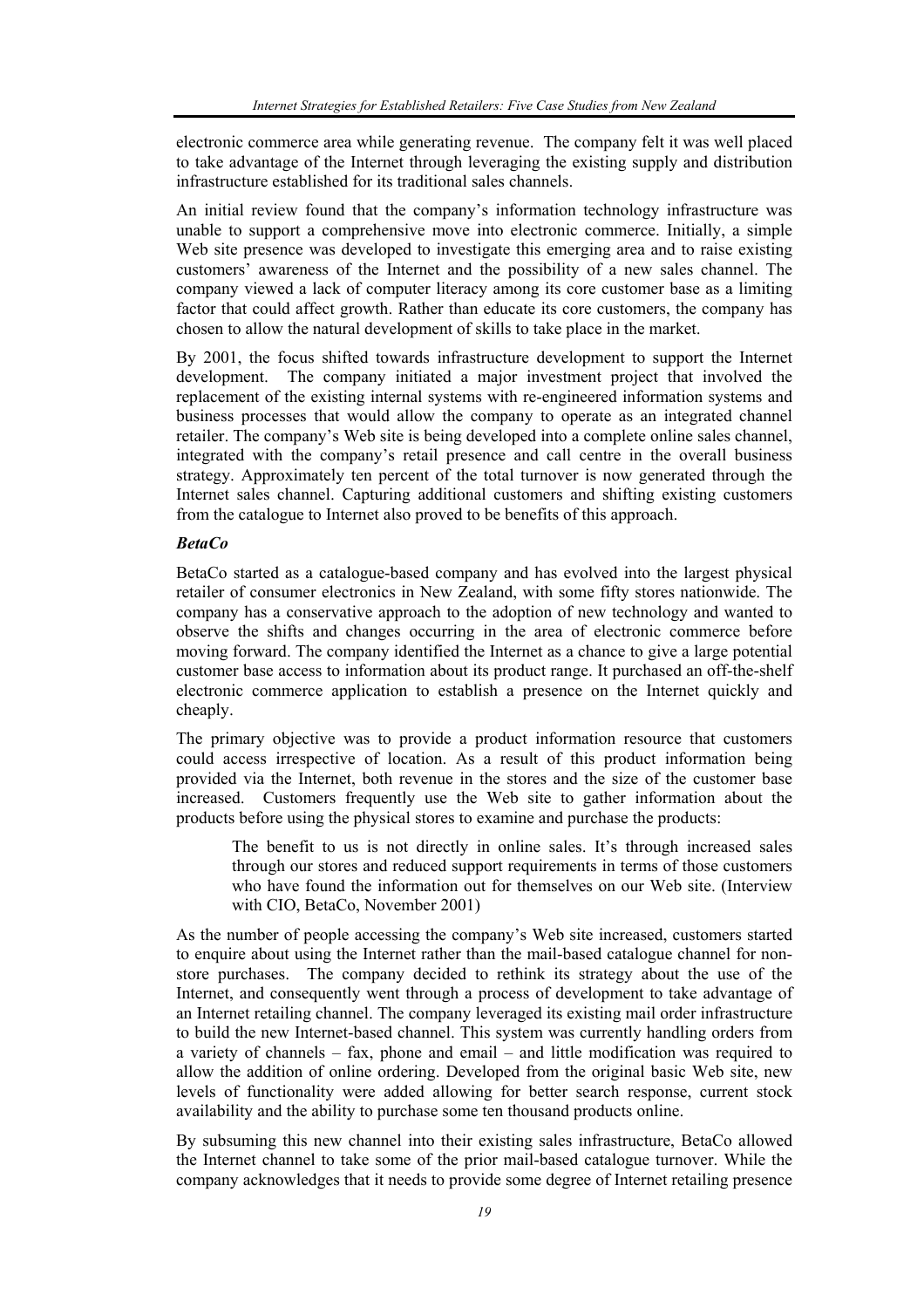electronic commerce area while generating revenue. The company felt it was well placed to take advantage of the Internet through leveraging the existing supply and distribution infrastructure established for its traditional sales channels.

An initial review found that the company's information technology infrastructure was unable to support a comprehensive move into electronic commerce. Initially, a simple Web site presence was developed to investigate this emerging area and to raise existing customers' awareness of the Internet and the possibility of a new sales channel. The company viewed a lack of computer literacy among its core customer base as a limiting factor that could affect growth. Rather than educate its core customers, the company has chosen to allow the natural development of skills to take place in the market.

By 2001, the focus shifted towards infrastructure development to support the Internet development. The company initiated a major investment project that involved the replacement of the existing internal systems with re-engineered information systems and business processes that would allow the company to operate as an integrated channel retailer. The company's Web site is being developed into a complete online sales channel, integrated with the company's retail presence and call centre in the overall business strategy. Approximately ten percent of the total turnover is now generated through the Internet sales channel. Capturing additional customers and shifting existing customers from the catalogue to Internet also proved to be benefits of this approach.

***BetaCo***

BetaCo started as a catalogue-based company and has evolved into the largest physical retailer of consumer electronics in New Zealand, with some fifty stores nationwide. The company has a conservative approach to the adoption of new technology and wanted to observe the shifts and changes occurring in the area of electronic commerce before moving forward. The company identified the Internet as a chance to give a large potential customer base access to information about its product range. It purchased an off-the-shelf electronic commerce application to establish a presence on the Internet quickly and cheaply.

The primary objective was to provide a product information resource that customers could access irrespective of location. As a result of this product information being provided via the Internet, both revenue in the stores and the size of the customer base increased. Customers frequently use the Web site to gather information about the products before using the physical stores to examine and purchase the products:

> The benefit to us is not directly in online sales. It's through increased sales through our stores and reduced support requirements in terms of those customers who have found the information out for themselves on our Web site. (Interview with CIO, BetaCo, November 2001)

As the number of people accessing the company's Web site increased, customers started to enquire about using the Internet rather than the mail-based catalogue channel for non-store purchases. The company decided to rethink its strategy about the use of the Internet, and consequently went through a process of development to take advantage of an Internet retailing channel. The company leveraged its existing mail order infrastructure to build the new Internet-based channel. This system was currently handling orders from a variety of channels – fax, phone and email – and little modification was required to allow the addition of online ordering. Developed from the original basic Web site, new levels of functionality were added allowing for better search response, current stock availability and the ability to purchase some ten thousand products online.

By subsuming this new channel into their existing sales infrastructure, BetaCo allowed the Internet channel to take some of the prior mail-based catalogue turnover. While the company acknowledges that it needs to provide some degree of Internet retailing presence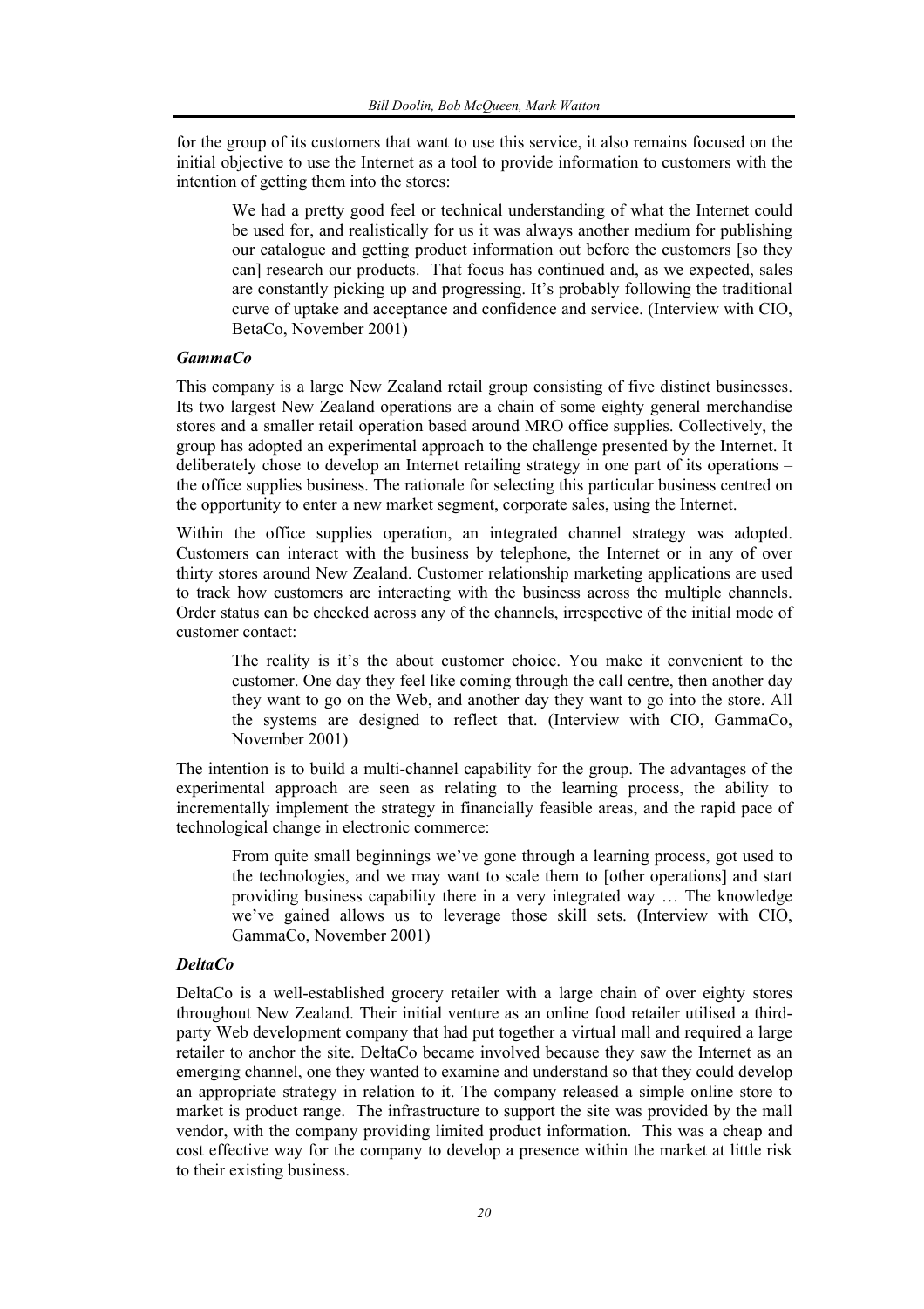for the group of its customers that want to use this service, it also remains focused on the initial objective to use the Internet as a tool to provide information to customers with the intention of getting them into the stores:

> We had a pretty good feel or technical understanding of what the Internet could be used for, and realistically for us it was always another medium for publishing our catalogue and getting product information out before the customers [so they can] research our products. That focus has continued and, as we expected, sales are constantly picking up and progressing. It's probably following the traditional curve of uptake and acceptance and confidence and service. (Interview with CIO, BetaCo, November 2001)

***GammaCo***

This company is a large New Zealand retail group consisting of five distinct businesses. Its two largest New Zealand operations are a chain of some eighty general merchandise stores and a smaller retail operation based around MRO office supplies. Collectively, the group has adopted an experimental approach to the challenge presented by the Internet. It deliberately chose to develop an Internet retailing strategy in one part of its operations – the office supplies business. The rationale for selecting this particular business centred on the opportunity to enter a new market segment, corporate sales, using the Internet.

Within the office supplies operation, an integrated channel strategy was adopted. Customers can interact with the business by telephone, the Internet or in any of over thirty stores around New Zealand. Customer relationship marketing applications are used to track how customers are interacting with the business across the multiple channels. Order status can be checked across any of the channels, irrespective of the initial mode of customer contact:

> The reality is it's the about customer choice. You make it convenient to the customer. One day they feel like coming through the call centre, then another day they want to go on the Web, and another day they want to go into the store. All the systems are designed to reflect that. (Interview with CIO, GammaCo, November 2001)

The intention is to build a multi-channel capability for the group. The advantages of the experimental approach are seen as relating to the learning process, the ability to incrementally implement the strategy in financially feasible areas, and the rapid pace of technological change in electronic commerce:

> From quite small beginnings we've gone through a learning process, got used to the technologies, and we may want to scale them to [other operations] and start providing business capability there in a very integrated way … The knowledge we've gained allows us to leverage those skill sets. (Interview with CIO, GammaCo, November 2001)

***DeltaCo***

DeltaCo is a well-established grocery retailer with a large chain of over eighty stores throughout New Zealand. Their initial venture as an online food retailer utilised a third-party Web development company that had put together a virtual mall and required a large retailer to anchor the site. DeltaCo became involved because they saw the Internet as an emerging channel, one they wanted to examine and understand so that they could develop an appropriate strategy in relation to it. The company released a simple online store to market is product range. The infrastructure to support the site was provided by the mall vendor, with the company providing limited product information. This was a cheap and cost effective way for the company to develop a presence within the market at little risk to their existing business.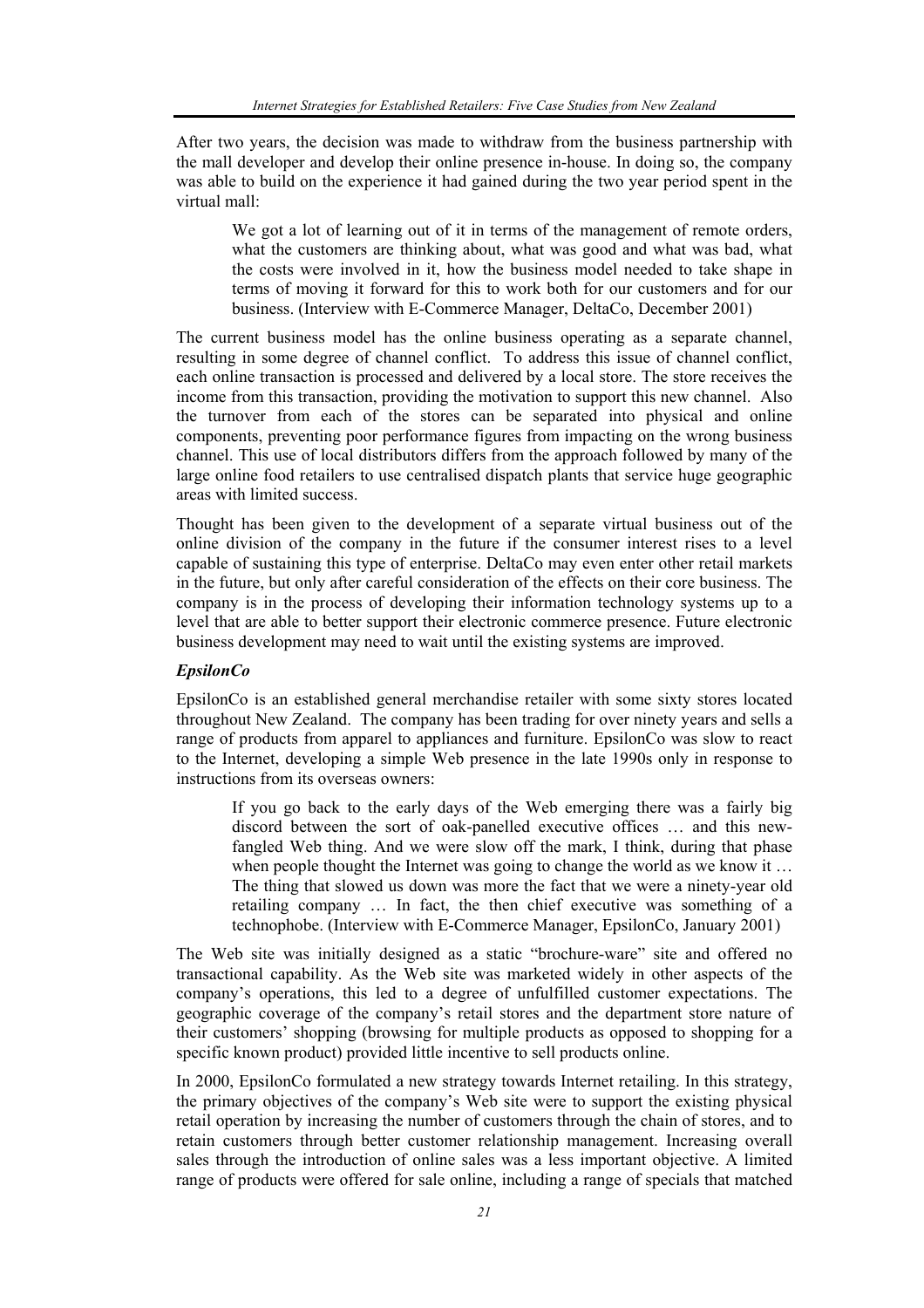After two years, the decision was made to withdraw from the business partnership with the mall developer and develop their online presence in-house. In doing so, the company was able to build on the experience it had gained during the two year period spent in the virtual mall:

> We got a lot of learning out of it in terms of the management of remote orders, what the customers are thinking about, what was good and what was bad, what the costs were involved in it, how the business model needed to take shape in terms of moving it forward for this to work both for our customers and for our business. (Interview with E-Commerce Manager, DeltaCo, December 2001)

The current business model has the online business operating as a separate channel, resulting in some degree of channel conflict. To address this issue of channel conflict, each online transaction is processed and delivered by a local store. The store receives the income from this transaction, providing the motivation to support this new channel. Also the turnover from each of the stores can be separated into physical and online components, preventing poor performance figures from impacting on the wrong business channel. This use of local distributors differs from the approach followed by many of the large online food retailers to use centralised dispatch plants that service huge geographic areas with limited success.

Thought has been given to the development of a separate virtual business out of the online division of the company in the future if the consumer interest rises to a level capable of sustaining this type of enterprise. DeltaCo may even enter other retail markets in the future, but only after careful consideration of the effects on their core business. The company is in the process of developing their information technology systems up to a level that are able to better support their electronic commerce presence. Future electronic business development may need to wait until the existing systems are improved.

### *EpsilonCo*

EpsilonCo is an established general merchandise retailer with some sixty stores located throughout New Zealand. The company has been trading for over ninety years and sells a range of products from apparel to appliances and furniture. EpsilonCo was slow to react to the Internet, developing a simple Web presence in the late 1990s only in response to instructions from its overseas owners:

> If you go back to the early days of the Web emerging there was a fairly big discord between the sort of oak-panelled executive offices … and this new-fangled Web thing. And we were slow off the mark, I think, during that phase when people thought the Internet was going to change the world as we know it … The thing that slowed us down was more the fact that we were a ninety-year old retailing company … In fact, the then chief executive was something of a technophobe. (Interview with E-Commerce Manager, EpsilonCo, January 2001)

The Web site was initially designed as a static "brochure-ware" site and offered no transactional capability. As the Web site was marketed widely in other aspects of the company's operations, this led to a degree of unfulfilled customer expectations. The geographic coverage of the company's retail stores and the department store nature of their customers' shopping (browsing for multiple products as opposed to shopping for a specific known product) provided little incentive to sell products online.

In 2000, EpsilonCo formulated a new strategy towards Internet retailing. In this strategy, the primary objectives of the company's Web site were to support the existing physical retail operation by increasing the number of customers through the chain of stores, and to retain customers through better customer relationship management. Increasing overall sales through the introduction of online sales was a less important objective. A limited range of products were offered for sale online, including a range of specials that matched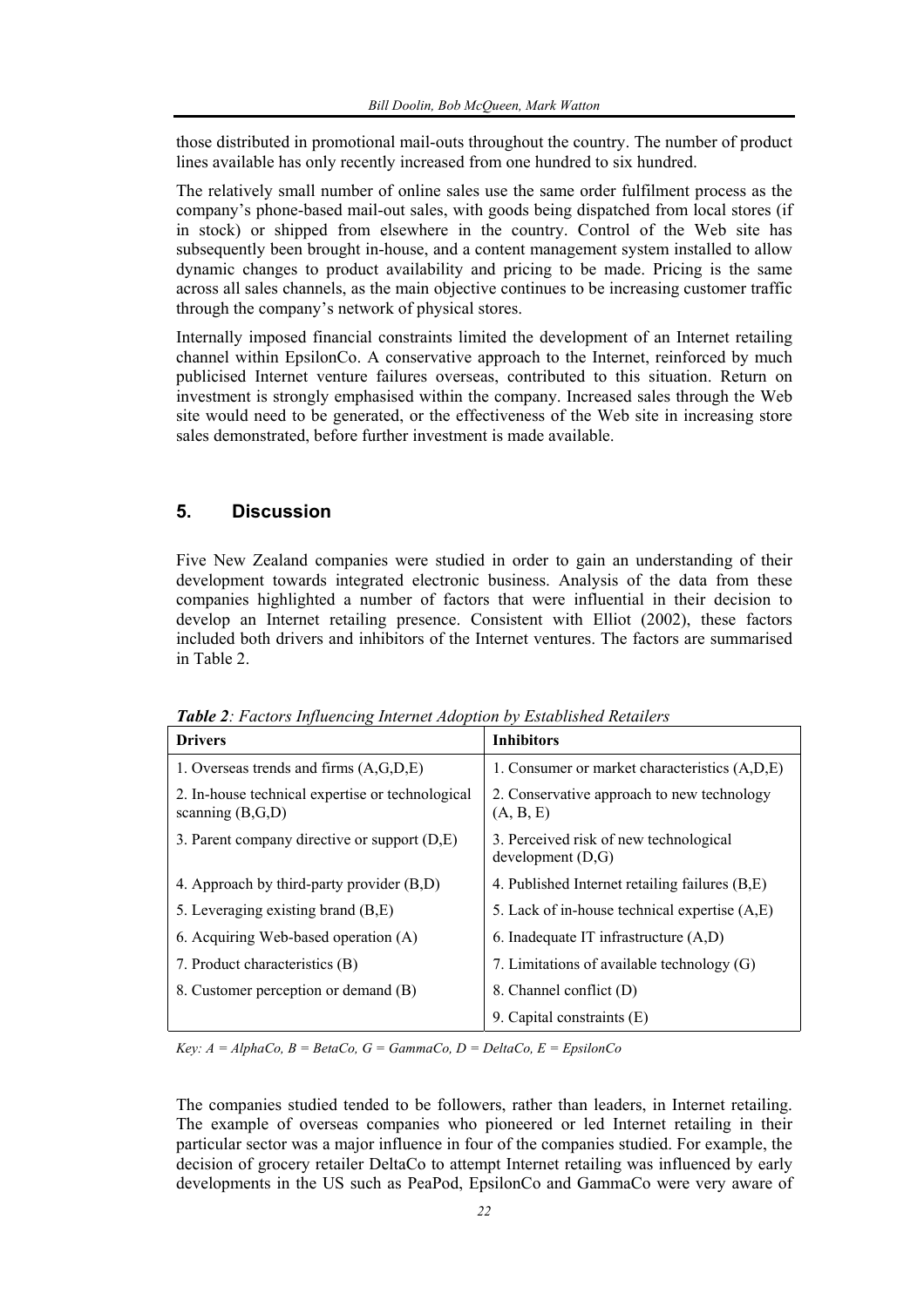those distributed in promotional mail-outs throughout the country. The number of product lines available has only recently increased from one hundred to six hundred.

The relatively small number of online sales use the same order fulfilment process as the company's phone-based mail-out sales, with goods being dispatched from local stores (if in stock) or shipped from elsewhere in the country. Control of the Web site has subsequently been brought in-house, and a content management system installed to allow dynamic changes to product availability and pricing to be made. Pricing is the same across all sales channels, as the main objective continues to be increasing customer traffic through the company's network of physical stores.

Internally imposed financial constraints limited the development of an Internet retailing channel within EpsilonCo. A conservative approach to the Internet, reinforced by much publicised Internet venture failures overseas, contributed to this situation. Return on investment is strongly emphasised within the company. Increased sales through the Web site would need to be generated, or the effectiveness of the Web site in increasing store sales demonstrated, before further investment is made available.

## 5. Discussion

Five New Zealand companies were studied in order to gain an understanding of their development towards integrated electronic business. Analysis of the data from these companies highlighted a number of factors that were influential in their decision to develop an Internet retailing presence. Consistent with Elliot (2002), these factors included both drivers and inhibitors of the Internet ventures. The factors are summarised in Table 2.

***Table 2**: Factors Influencing Internet Adoption by Established Retailers*

| **Drivers** | **Inhibitors** |
|---|---|
| 1. Overseas trends and firms (A,G,D,E) | 1. Consumer or market characteristics (A,D,E) |
| 2. In-house technical expertise or technological scanning (B,G,D) | 2. Conservative approach to new technology (A, B, E) |
| 3. Parent company directive or support (D,E) | 3. Perceived risk of new technological development (D,G) |
| 4. Approach by third-party provider (B,D) | 4. Published Internet retailing failures (B,E) |
| 5. Leveraging existing brand (B,E) | 5. Lack of in-house technical expertise (A,E) |
| 6. Acquiring Web-based operation (A) | 6. Inadequate IT infrastructure (A,D) |
| 7. Product characteristics (B) | 7. Limitations of available technology (G) |
| 8. Customer perception or demand (B) | 8. Channel conflict (D) |
| | 9. Capital constraints (E) |

*Key: A = AlphaCo, B = BetaCo, G = GammaCo, D = DeltaCo, E = EpsilonCo*

The companies studied tended to be followers, rather than leaders, in Internet retailing. The example of overseas companies who pioneered or led Internet retailing in their particular sector was a major influence in four of the companies studied. For example, the decision of grocery retailer DeltaCo to attempt Internet retailing was influenced by early developments in the US such as PeaPod, EpsilonCo and GammaCo were very aware of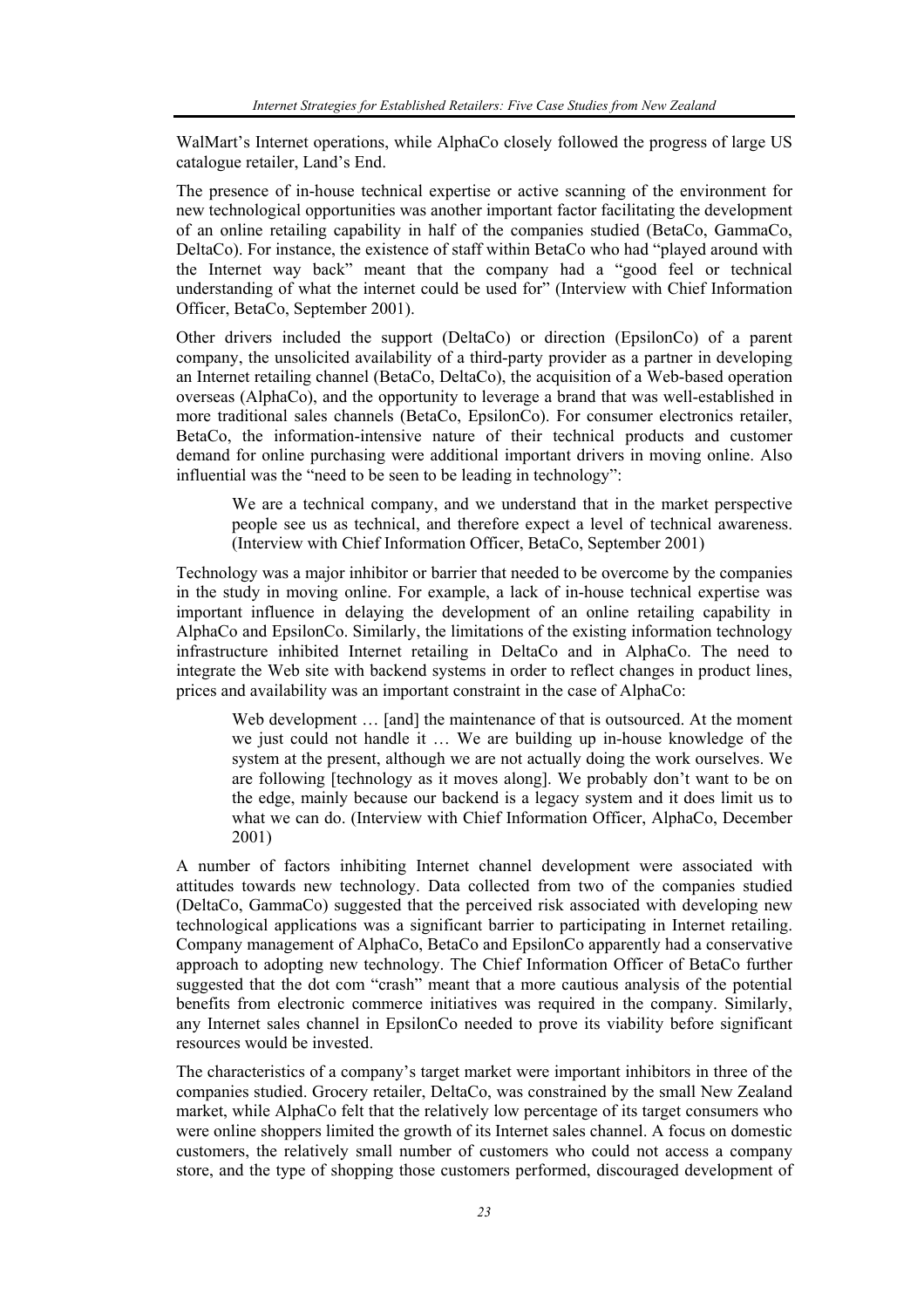WalMart's Internet operations, while AlphaCo closely followed the progress of large US catalogue retailer, Land's End.

The presence of in-house technical expertise or active scanning of the environment for new technological opportunities was another important factor facilitating the development of an online retailing capability in half of the companies studied (BetaCo, GammaCo, DeltaCo). For instance, the existence of staff within BetaCo who had "played around with the Internet way back" meant that the company had a "good feel or technical understanding of what the internet could be used for" (Interview with Chief Information Officer, BetaCo, September 2001).

Other drivers included the support (DeltaCo) or direction (EpsilonCo) of a parent company, the unsolicited availability of a third-party provider as a partner in developing an Internet retailing channel (BetaCo, DeltaCo), the acquisition of a Web-based operation overseas (AlphaCo), and the opportunity to leverage a brand that was well-established in more traditional sales channels (BetaCo, EpsilonCo). For consumer electronics retailer, BetaCo, the information-intensive nature of their technical products and customer demand for online purchasing were additional important drivers in moving online. Also influential was the "need to be seen to be leading in technology":

> We are a technical company, and we understand that in the market perspective people see us as technical, and therefore expect a level of technical awareness. (Interview with Chief Information Officer, BetaCo, September 2001)

Technology was a major inhibitor or barrier that needed to be overcome by the companies in the study in moving online. For example, a lack of in-house technical expertise was important influence in delaying the development of an online retailing capability in AlphaCo and EpsilonCo. Similarly, the limitations of the existing information technology infrastructure inhibited Internet retailing in DeltaCo and in AlphaCo. The need to integrate the Web site with backend systems in order to reflect changes in product lines, prices and availability was an important constraint in the case of AlphaCo:

> Web development … [and] the maintenance of that is outsourced. At the moment we just could not handle it … We are building up in-house knowledge of the system at the present, although we are not actually doing the work ourselves. We are following [technology as it moves along]. We probably don't want to be on the edge, mainly because our backend is a legacy system and it does limit us to what we can do. (Interview with Chief Information Officer, AlphaCo, December 2001)

A number of factors inhibiting Internet channel development were associated with attitudes towards new technology. Data collected from two of the companies studied (DeltaCo, GammaCo) suggested that the perceived risk associated with developing new technological applications was a significant barrier to participating in Internet retailing. Company management of AlphaCo, BetaCo and EpsilonCo apparently had a conservative approach to adopting new technology. The Chief Information Officer of BetaCo further suggested that the dot com "crash" meant that a more cautious analysis of the potential benefits from electronic commerce initiatives was required in the company. Similarly, any Internet sales channel in EpsilonCo needed to prove its viability before significant resources would be invested.

The characteristics of a company's target market were important inhibitors in three of the companies studied. Grocery retailer, DeltaCo, was constrained by the small New Zealand market, while AlphaCo felt that the relatively low percentage of its target consumers who were online shoppers limited the growth of its Internet sales channel. A focus on domestic customers, the relatively small number of customers who could not access a company store, and the type of shopping those customers performed, discouraged development of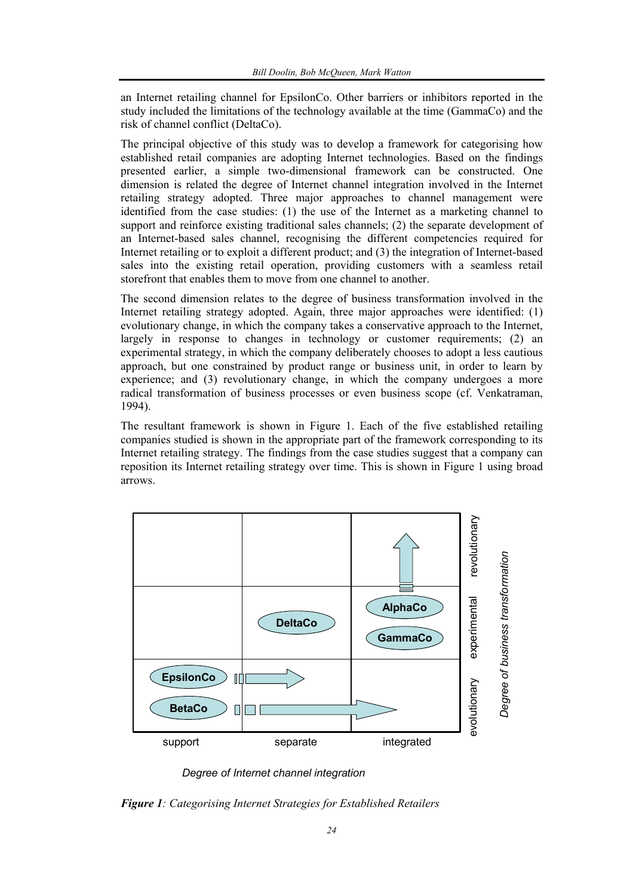an Internet retailing channel for EpsilonCo. Other barriers or inhibitors reported in the study included the limitations of the technology available at the time (GammaCo) and the risk of channel conflict (DeltaCo).

The principal objective of this study was to develop a framework for categorising how established retail companies are adopting Internet technologies. Based on the findings presented earlier, a simple two-dimensional framework can be constructed. One dimension is related the degree of Internet channel integration involved in the Internet retailing strategy adopted. Three major approaches to channel management were identified from the case studies: (1) the use of the Internet as a marketing channel to support and reinforce existing traditional sales channels; (2) the separate development of an Internet-based sales channel, recognising the different competencies required for Internet retailing or to exploit a different product; and (3) the integration of Internet-based sales into the existing retail operation, providing customers with a seamless retail storefront that enables them to move from one channel to another.

The second dimension relates to the degree of business transformation involved in the Internet retailing strategy adopted. Again, three major approaches were identified: (1) evolutionary change, in which the company takes a conservative approach to the Internet, largely in response to changes in technology or customer requirements; (2) an experimental strategy, in which the company deliberately chooses to adopt a less cautious approach, but one constrained by product range or business unit, in order to learn by experience; and (3) revolutionary change, in which the company undergoes a more radical transformation of business processes or even business scope (cf. Venkatraman, 1994).

The resultant framework is shown in Figure 1. Each of the five established retailing companies studied is shown in the appropriate part of the framework corresponding to its Internet retailing strategy. The findings from the case studies suggest that a company can reposition its Internet retailing strategy over time. This is shown in Figure 1 using broad arrows.

| | support | separate | integrated |
|---|---|---|---|
| revolutionary | | | ↑ (from AlphaCo) |
| experimental | | DeltaCo | AlphaCo, GammaCo |
| evolutionary | EpsilonCo → (to separate); BetaCo → (to integrated) | | |

*Degree of Internet channel integration* (horizontal axis); *Degree of business transformation* (vertical axis)

***Figure 1**: Categorising Internet Strategies for Established Retailers*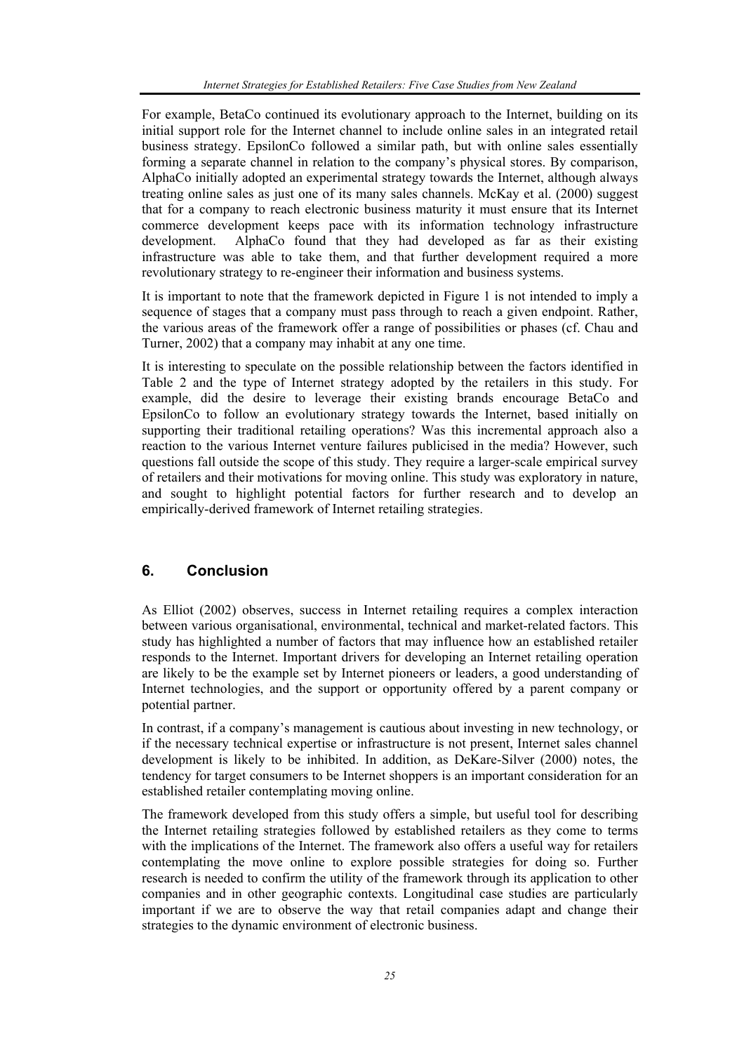For example, BetaCo continued its evolutionary approach to the Internet, building on its initial support role for the Internet channel to include online sales in an integrated retail business strategy. EpsilonCo followed a similar path, but with online sales essentially forming a separate channel in relation to the company's physical stores. By comparison, AlphaCo initially adopted an experimental strategy towards the Internet, although always treating online sales as just one of its many sales channels. McKay et al. (2000) suggest that for a company to reach electronic business maturity it must ensure that its Internet commerce development keeps pace with its information technology infrastructure development. AlphaCo found that they had developed as far as their existing infrastructure was able to take them, and that further development required a more revolutionary strategy to re-engineer their information and business systems.

It is important to note that the framework depicted in Figure 1 is not intended to imply a sequence of stages that a company must pass through to reach a given endpoint. Rather, the various areas of the framework offer a range of possibilities or phases (cf. Chau and Turner, 2002) that a company may inhabit at any one time.

It is interesting to speculate on the possible relationship between the factors identified in Table 2 and the type of Internet strategy adopted by the retailers in this study. For example, did the desire to leverage their existing brands encourage BetaCo and EpsilonCo to follow an evolutionary strategy towards the Internet, based initially on supporting their traditional retailing operations? Was this incremental approach also a reaction to the various Internet venture failures publicised in the media? However, such questions fall outside the scope of this study. They require a larger-scale empirical survey of retailers and their motivations for moving online. This study was exploratory in nature, and sought to highlight potential factors for further research and to develop an empirically-derived framework of Internet retailing strategies.

## 6. Conclusion

As Elliot (2002) observes, success in Internet retailing requires a complex interaction between various organisational, environmental, technical and market-related factors. This study has highlighted a number of factors that may influence how an established retailer responds to the Internet. Important drivers for developing an Internet retailing operation are likely to be the example set by Internet pioneers or leaders, a good understanding of Internet technologies, and the support or opportunity offered by a parent company or potential partner.

In contrast, if a company's management is cautious about investing in new technology, or if the necessary technical expertise or infrastructure is not present, Internet sales channel development is likely to be inhibited. In addition, as DeKare-Silver (2000) notes, the tendency for target consumers to be Internet shoppers is an important consideration for an established retailer contemplating moving online.

The framework developed from this study offers a simple, but useful tool for describing the Internet retailing strategies followed by established retailers as they come to terms with the implications of the Internet. The framework also offers a useful way for retailers contemplating the move online to explore possible strategies for doing so. Further research is needed to confirm the utility of the framework through its application to other companies and in other geographic contexts. Longitudinal case studies are particularly important if we are to observe the way that retail companies adapt and change their strategies to the dynamic environment of electronic business.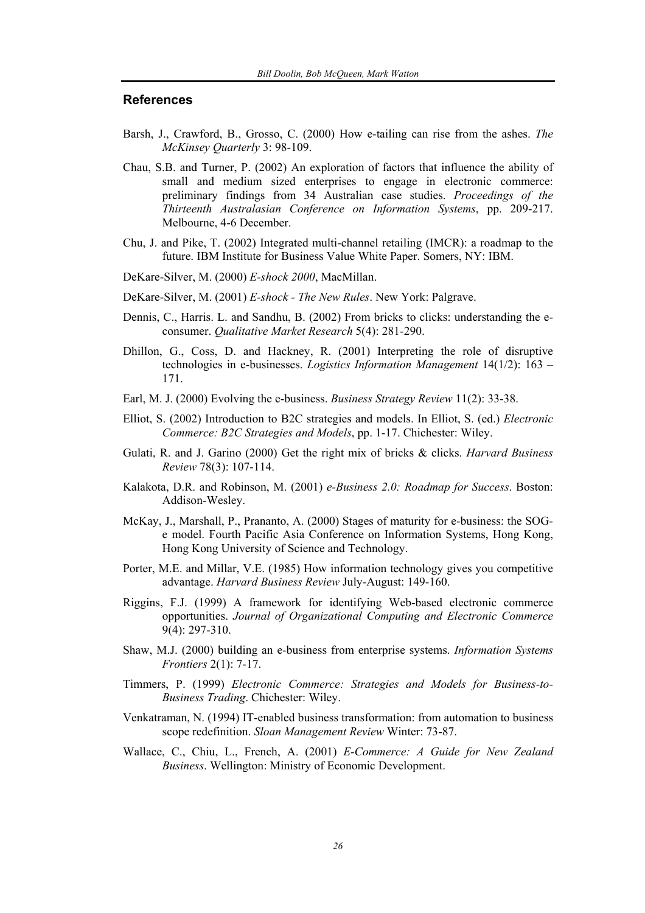## References

Barsh, J., Crawford, B., Grosso, C. (2000) How e-tailing can rise from the ashes. *The McKinsey Quarterly* 3: 98-109.

Chau, S.B. and Turner, P. (2002) An exploration of factors that influence the ability of small and medium sized enterprises to engage in electronic commerce: preliminary findings from 34 Australian case studies. *Proceedings of the Thirteenth Australasian Conference on Information Systems*, pp. 209-217. Melbourne, 4-6 December.

Chu, J. and Pike, T. (2002) Integrated multi-channel retailing (IMCR): a roadmap to the future. IBM Institute for Business Value White Paper. Somers, NY: IBM.

DeKare-Silver, M. (2000) *E-shock 2000*, MacMillan.

DeKare-Silver, M. (2001) *E-shock - The New Rules*. New York: Palgrave.

Dennis, C., Harris. L. and Sandhu, B. (2002) From bricks to clicks: understanding the e-consumer. *Qualitative Market Research* 5(4): 281-290.

Dhillon, G., Coss, D. and Hackney, R. (2001) Interpreting the role of disruptive technologies in e-businesses. *Logistics Information Management* 14(1/2): 163 – 171.

Earl, M. J. (2000) Evolving the e-business. *Business Strategy Review* 11(2): 33-38.

Elliot, S. (2002) Introduction to B2C strategies and models. In Elliot, S. (ed.) *Electronic Commerce: B2C Strategies and Models*, pp. 1-17. Chichester: Wiley.

Gulati, R. and J. Garino (2000) Get the right mix of bricks & clicks. *Harvard Business Review* 78(3): 107-114.

Kalakota, D.R. and Robinson, M. (2001) *e-Business 2.0: Roadmap for Success*. Boston: Addison-Wesley.

McKay, J., Marshall, P., Prananto, A. (2000) Stages of maturity for e-business: the SOG-e model. Fourth Pacific Asia Conference on Information Systems, Hong Kong, Hong Kong University of Science and Technology.

Porter, M.E. and Millar, V.E. (1985) How information technology gives you competitive advantage. *Harvard Business Review* July-August: 149-160.

Riggins, F.J. (1999) A framework for identifying Web-based electronic commerce opportunities. *Journal of Organizational Computing and Electronic Commerce* 9(4): 297-310.

Shaw, M.J. (2000) building an e-business from enterprise systems. *Information Systems Frontiers* 2(1): 7-17.

Timmers, P. (1999) *Electronic Commerce: Strategies and Models for Business-to-Business Trading*. Chichester: Wiley.

Venkatraman, N. (1994) IT-enabled business transformation: from automation to business scope redefinition. *Sloan Management Review* Winter: 73-87.

Wallace, C., Chiu, L., French, A. (2001) *E-Commerce: A Guide for New Zealand Business*. Wellington: Ministry of Economic Development.